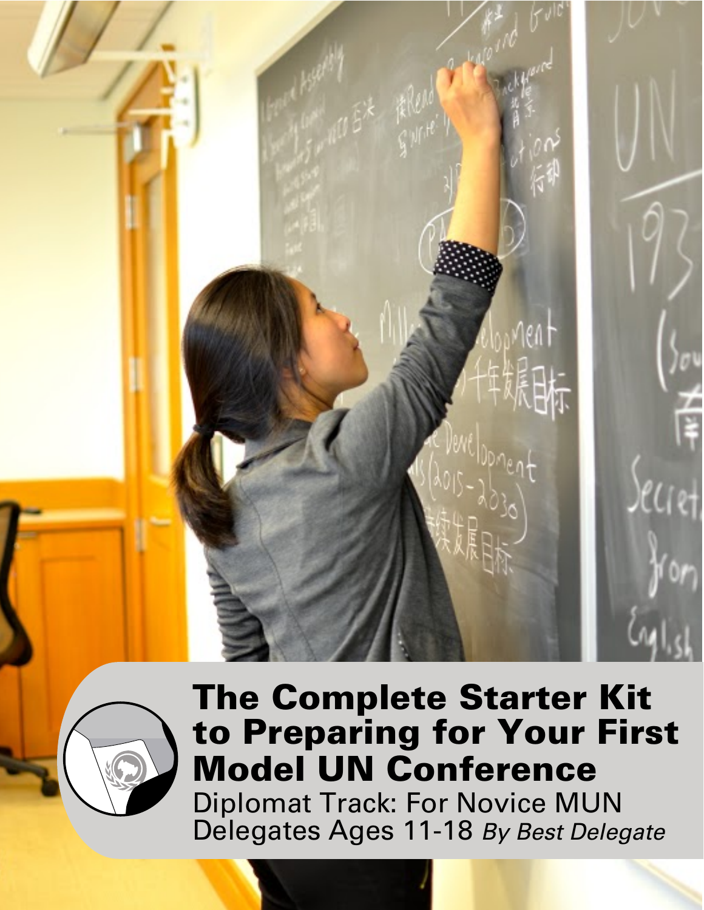# The Complete Starter Kit to Preparing for Your First Model UN Conference

Diplomat Track: For Novice MUN Delegates Ages 11-18 *By Best Delegate*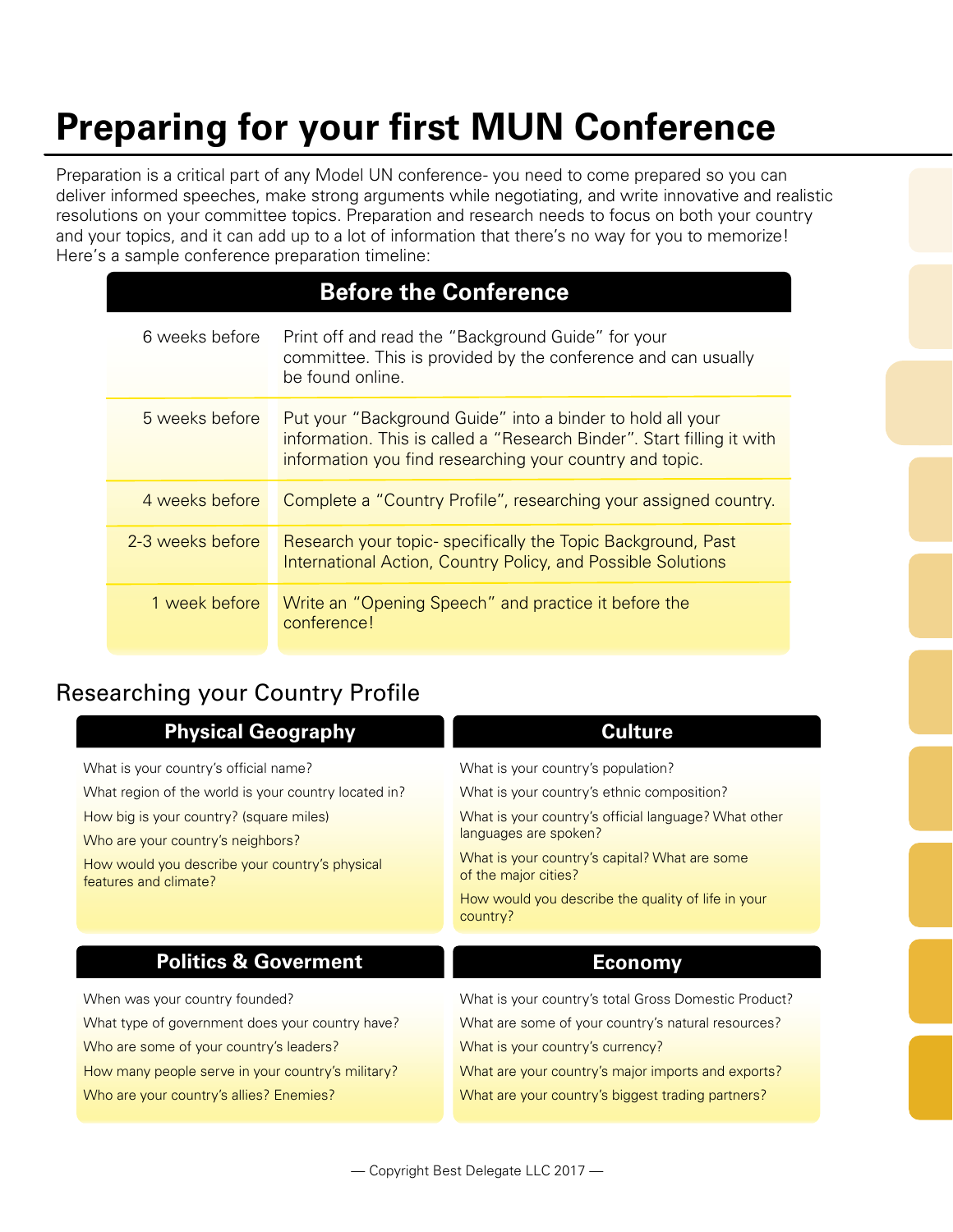# Preparing for your first MUN Conference

Preparation is a critical part of any Model UN conference- you need to come prepared so you can deliver informed speeches, make strong arguments while negotiating, and write innovative and realistic resolutions on your committee topics. Preparation and research needs to focus on both your country and your topics, and it can add up to a lot of information that there's no way for you to memorize! Here's a sample conference preparation timeline:

| Before the Conference | |
|---|---|
| 6 weeks before | Print off and read the "Background Guide" for your committee. This is provided by the conference and can usually be found online. |
| 5 weeks before | Put your "Background Guide" into a binder to hold all your information. This is called a "Research Binder". Start filling it with information you find researching your country and topic. |
| 4 weeks before | Complete a "Country Profile", researching your assigned country. |
| 2-3 weeks before | Research your topic- specifically the Topic Background, Past International Action, Country Policy, and Possible Solutions |
| 1 week before | Write an "Opening Speech" and practice it before the conference! |

## Researching your Country Profile

### Physical Geography

What is your country's official name?

What region of the world is your country located in?

How big is your country? (square miles)

Who are your country's neighbors?

How would you describe your country's physical features and climate?

### Culture

What is your country's population?

What is your country's ethnic composition?

What is your country's official language? What other languages are spoken?

What is your country's capital? What are some of the major cities?

How would you describe the quality of life in your country?

### Politics & Goverment

When was your country founded?

What type of government does your country have?

Who are some of your country's leaders?

How many people serve in your country's military?

Who are your country's allies? Enemies?

### Economy

What is your country's total Gross Domestic Product?

What are some of your country's natural resources?

What is your country's currency?

What are your country's major imports and exports?

What are your country's biggest trading partners?

— Copyright Best Delegate LLC 2017 —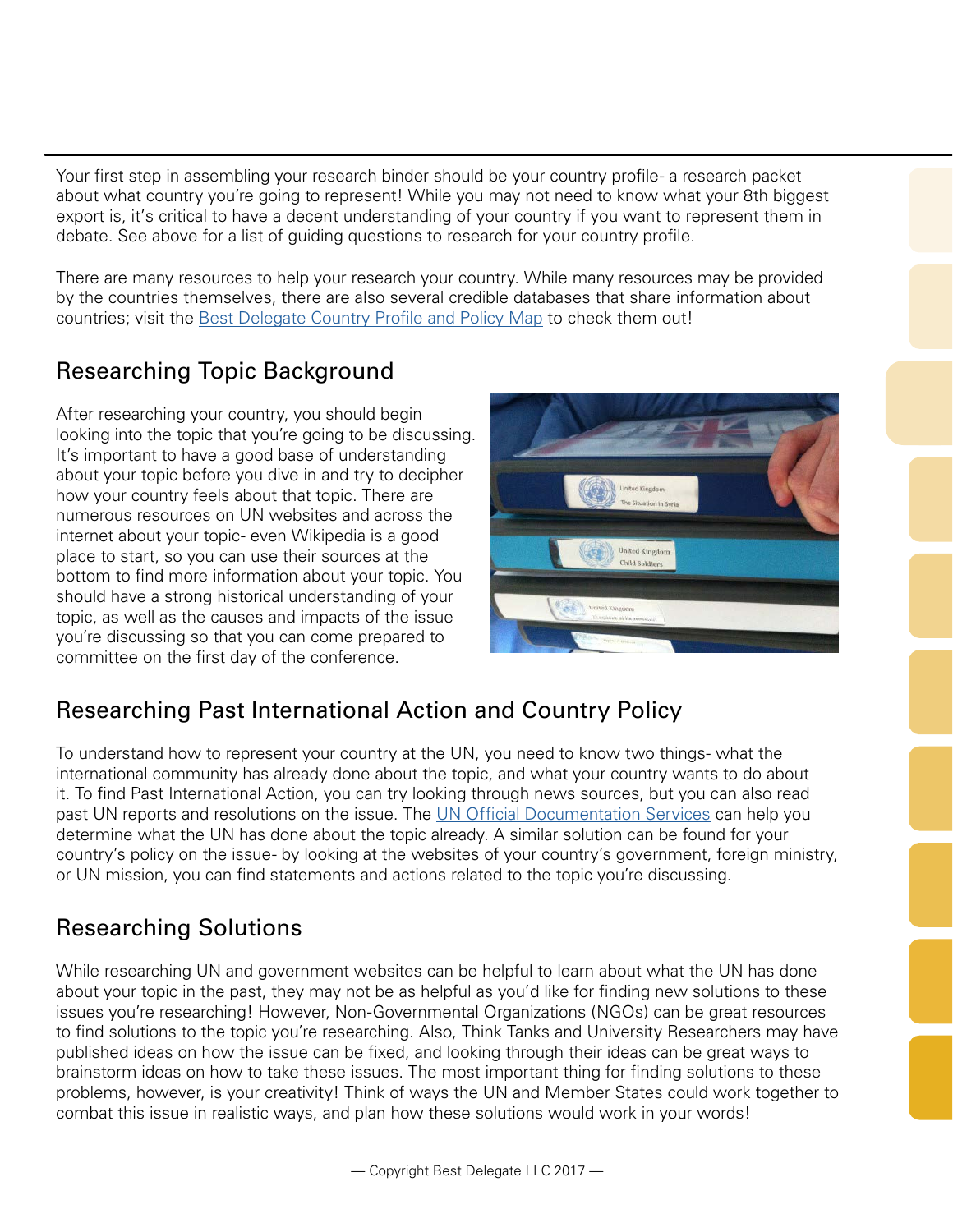Your first step in assembling your research binder should be your country profile- a research packet about what country you're going to represent! While you may not need to know what your 8th biggest export is, it's critical to have a decent understanding of your country if you want to represent them in debate. See above for a list of guiding questions to research for your country profile.

There are many resources to help your research your country. While many resources may be provided by the countries themselves, there are also several credible databases that share information about countries; visit the Best Delegate Country Profile and Policy Map to check them out!

## Researching Topic Background

After researching your country, you should begin looking into the topic that you're going to be discussing. It's important to have a good base of understanding about your topic before you dive in and try to decipher how your country feels about that topic. There are numerous resources on UN websites and across the internet about your topic- even Wikipedia is a good place to start, so you can use their sources at the bottom to find more information about your topic. You should have a strong historical understanding of your topic, as well as the causes and impacts of the issue you're discussing so that you can come prepared to committee on the first day of the conference.

## Researching Past International Action and Country Policy

To understand how to represent your country at the UN, you need to know two things- what the international community has already done about the topic, and what your country wants to do about it. To find Past International Action, you can try looking through news sources, but you can also read past UN reports and resolutions on the issue. The UN Official Documentation Services can help you determine what the UN has done about the topic already. A similar solution can be found for your country's policy on the issue- by looking at the websites of your country's government, foreign ministry, or UN mission, you can find statements and actions related to the topic you're discussing.

## Researching Solutions

While researching UN and government websites can be helpful to learn about what the UN has done about your topic in the past, they may not be as helpful as you'd like for finding new solutions to these issues you're researching! However, Non-Governmental Organizations (NGOs) can be great resources to find solutions to the topic you're researching. Also, Think Tanks and University Researchers may have published ideas on how the issue can be fixed, and looking through their ideas can be great ways to brainstorm ideas on how to take these issues. The most important thing for finding solutions to these problems, however, is your creativity! Think of ways the UN and Member States could work together to combat this issue in realistic ways, and plan how these solutions would work in your words!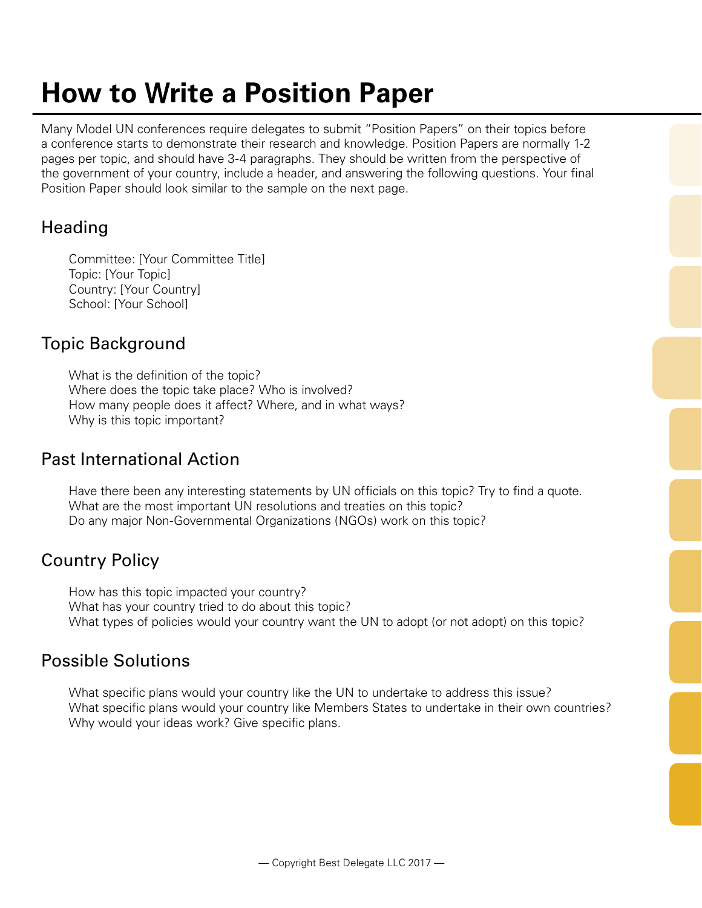# How to Write a Position Paper

Many Model UN conferences require delegates to submit "Position Papers" on their topics before a conference starts to demonstrate their research and knowledge. Position Papers are normally 1-2 pages per topic, and should have 3-4 paragraphs. They should be written from the perspective of the government of your country, include a header, and answering the following questions. Your final Position Paper should look similar to the sample on the next page.

## Heading

Committee: [Your Committee Title]
Topic: [Your Topic]
Country: [Your Country]
School: [Your School]

## Topic Background

What is the definition of the topic?
Where does the topic take place? Who is involved?
How many people does it affect? Where, and in what ways?
Why is this topic important?

## Past International Action

Have there been any interesting statements by UN officials on this topic? Try to find a quote.
What are the most important UN resolutions and treaties on this topic?
Do any major Non-Governmental Organizations (NGOs) work on this topic?

## Country Policy

How has this topic impacted your country?
What has your country tried to do about this topic?
What types of policies would your country want the UN to adopt (or not adopt) on this topic?

## Possible Solutions

What specific plans would your country like the UN to undertake to address this issue?
What specific plans would your country like Members States to undertake in their own countries?
Why would your ideas work? Give specific plans.

— Copyright Best Delegate LLC 2017 —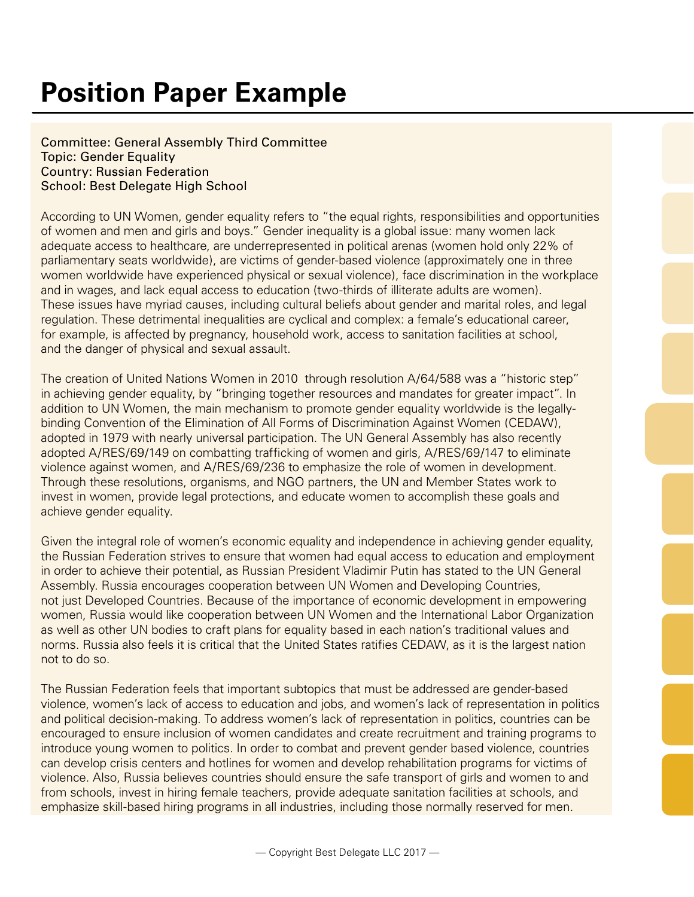# Position Paper Example

Committee: General Assembly Third Committee
Topic: Gender Equality
Country: Russian Federation
School: Best Delegate High School

According to UN Women, gender equality refers to "the equal rights, responsibilities and opportunities of women and men and girls and boys." Gender inequality is a global issue: many women lack adequate access to healthcare, are underrepresented in political arenas (women hold only 22% of parliamentary seats worldwide), are victims of gender-based violence (approximately one in three women worldwide have experienced physical or sexual violence), face discrimination in the workplace and in wages, and lack equal access to education (two-thirds of illiterate adults are women). These issues have myriad causes, including cultural beliefs about gender and marital roles, and legal regulation. These detrimental inequalities are cyclical and complex: a female's educational career, for example, is affected by pregnancy, household work, access to sanitation facilities at school, and the danger of physical and sexual assault.

The creation of United Nations Women in 2010 through resolution A/64/588 was a "historic step" in achieving gender equality, by "bringing together resources and mandates for greater impact". In addition to UN Women, the main mechanism to promote gender equality worldwide is the legally-binding Convention of the Elimination of All Forms of Discrimination Against Women (CEDAW), adopted in 1979 with nearly universal participation. The UN General Assembly has also recently adopted A/RES/69/149 on combatting trafficking of women and girls, A/RES/69/147 to eliminate violence against women, and A/RES/69/236 to emphasize the role of women in development. Through these resolutions, organisms, and NGO partners, the UN and Member States work to invest in women, provide legal protections, and educate women to accomplish these goals and achieve gender equality.

Given the integral role of women's economic equality and independence in achieving gender equality, the Russian Federation strives to ensure that women had equal access to education and employment in order to achieve their potential, as Russian President Vladimir Putin has stated to the UN General Assembly. Russia encourages cooperation between UN Women and Developing Countries, not just Developed Countries. Because of the importance of economic development in empowering women, Russia would like cooperation between UN Women and the International Labor Organization as well as other UN bodies to craft plans for equality based in each nation's traditional values and norms. Russia also feels it is critical that the United States ratifies CEDAW, as it is the largest nation not to do so.

The Russian Federation feels that important subtopics that must be addressed are gender-based violence, women's lack of access to education and jobs, and women's lack of representation in politics and political decision-making. To address women's lack of representation in politics, countries can be encouraged to ensure inclusion of women candidates and create recruitment and training programs to introduce young women to politics. In order to combat and prevent gender based violence, countries can develop crisis centers and hotlines for women and develop rehabilitation programs for victims of violence. Also, Russia believes countries should ensure the safe transport of girls and women to and from schools, invest in hiring female teachers, provide adequate sanitation facilities at schools, and emphasize skill-based hiring programs in all industries, including those normally reserved for men.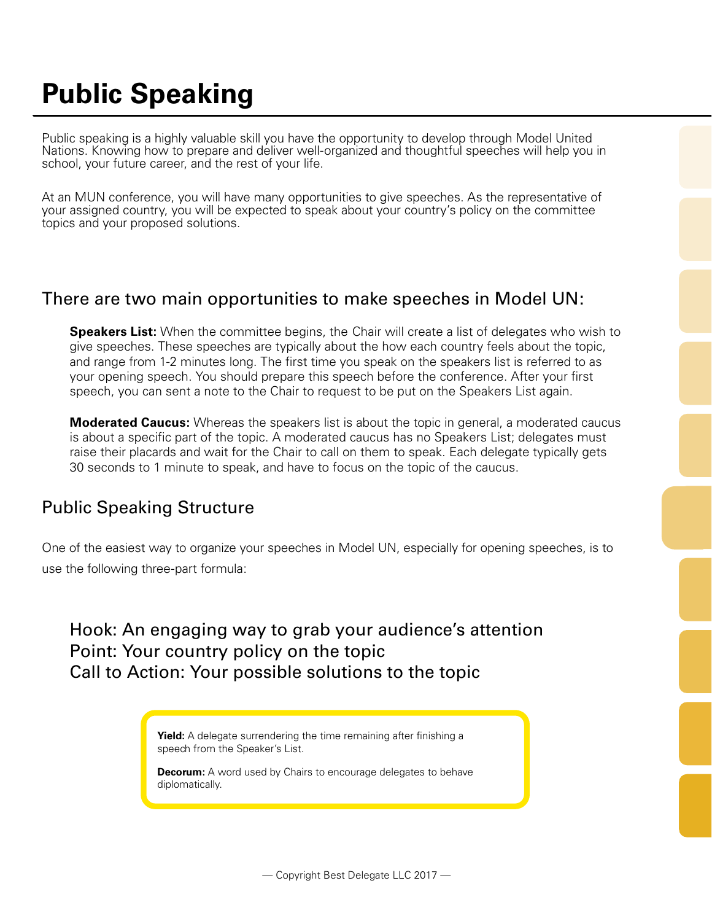# Public Speaking

Public speaking is a highly valuable skill you have the opportunity to develop through Model United Nations. Knowing how to prepare and deliver well-organized and thoughtful speeches will help you in school, your future career, and the rest of your life.

At an MUN conference, you will have many opportunities to give speeches. As the representative of your assigned country, you will be expected to speak about your country's policy on the committee topics and your proposed solutions.

## There are two main opportunities to make speeches in Model UN:

**Speakers List:** When the committee begins, the Chair will create a list of delegates who wish to give speeches. These speeches are typically about the how each country feels about the topic, and range from 1-2 minutes long. The first time you speak on the speakers list is referred to as your opening speech. You should prepare this speech before the conference. After your first speech, you can sent a note to the Chair to request to be put on the Speakers List again.

**Moderated Caucus:** Whereas the speakers list is about the topic in general, a moderated caucus is about a specific part of the topic. A moderated caucus has no Speakers List; delegates must raise their placards and wait for the Chair to call on them to speak. Each delegate typically gets 30 seconds to 1 minute to speak, and have to focus on the topic of the caucus.

## Public Speaking Structure

One of the easiest way to organize your speeches in Model UN, especially for opening speeches, is to use the following three-part formula:

Hook: An engaging way to grab your audience's attention
Point: Your country policy on the topic
Call to Action: Your possible solutions to the topic

**Yield:** A delegate surrendering the time remaining after finishing a speech from the Speaker's List.

**Decorum:** A word used by Chairs to encourage delegates to behave diplomatically.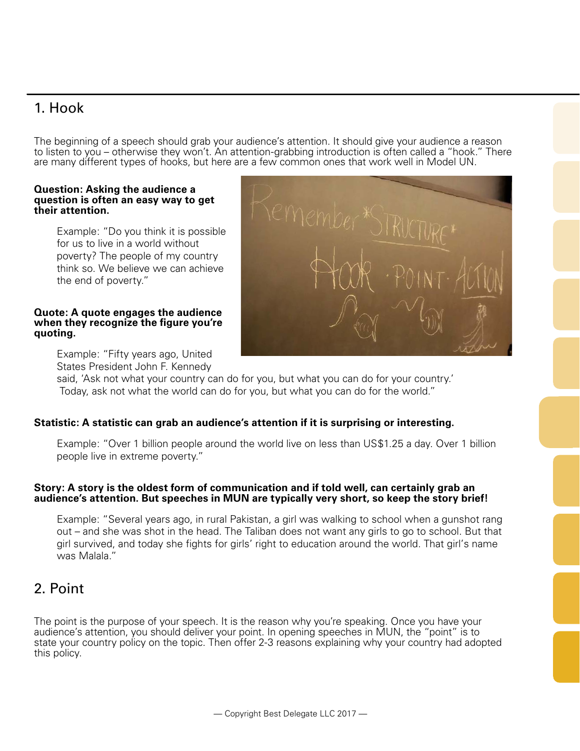## 1. Hook

The beginning of a speech should grab your audience's attention. It should give your audience a reason to listen to you – otherwise they won't. An attention-grabbing introduction is often called a "hook." There are many different types of hooks, but here are a few common ones that work well in Model UN.

**Question: Asking the audience a question is often an easy way to get their attention.**

> Example: "Do you think it is possible for us to live in a world without poverty? The people of my country think so. We believe we can achieve the end of poverty."

**Quote: A quote engages the audience when they recognize the figure you're quoting.**

> Example: "Fifty years ago, United States President John F. Kennedy said, 'Ask not what your country can do for you, but what you can do for your country.' Today, ask not what the world can do for you, but what you can do for the world."

**Statistic: A statistic can grab an audience's attention if it is surprising or interesting.**

> Example: "Over 1 billion people around the world live on less than US$1.25 a day. Over 1 billion people live in extreme poverty."

**Story: A story is the oldest form of communication and if told well, can certainly grab an audience's attention. But speeches in MUN are typically very short, so keep the story brief!**

> Example: "Several years ago, in rural Pakistan, a girl was walking to school when a gunshot rang out – and she was shot in the head. The Taliban does not want any girls to go to school. But that girl survived, and today she fights for girls' right to education around the world. That girl's name was Malala."

## 2. Point

The point is the purpose of your speech. It is the reason why you're speaking. Once you have your audience's attention, you should deliver your point. In opening speeches in MUN, the "point" is to state your country policy on the topic. Then offer 2-3 reasons explaining why your country had adopted this policy.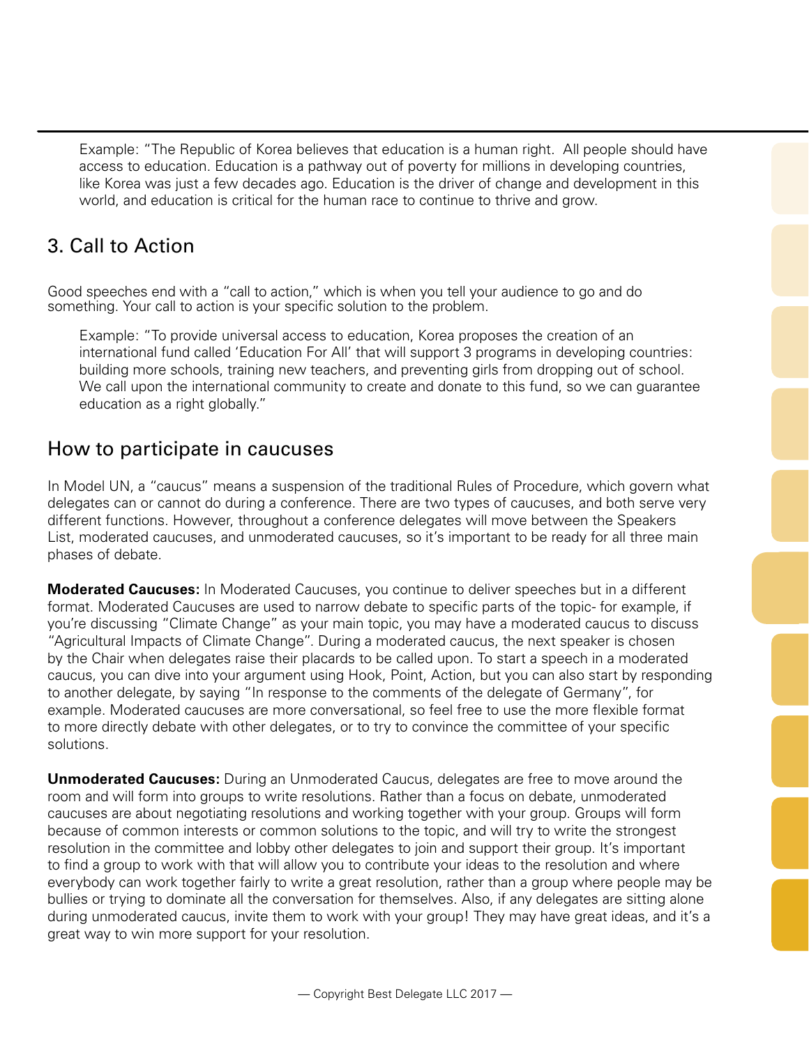> Example: "The Republic of Korea believes that education is a human right.  All people should have access to education. Education is a pathway out of poverty for millions in developing countries, like Korea was just a few decades ago. Education is the driver of change and development in this world, and education is critical for the human race to continue to thrive and grow.

## 3. Call to Action

Good speeches end with a "call to action," which is when you tell your audience to go and do something. Your call to action is your specific solution to the problem.

> Example: "To provide universal access to education, Korea proposes the creation of an international fund called 'Education For All' that will support 3 programs in developing countries: building more schools, training new teachers, and preventing girls from dropping out of school. We call upon the international community to create and donate to this fund, so we can guarantee education as a right globally."

## How to participate in caucuses

In Model UN, a "caucus" means a suspension of the traditional Rules of Procedure, which govern what delegates can or cannot do during a conference. There are two types of caucuses, and both serve very different functions. However, throughout a conference delegates will move between the Speakers List, moderated caucuses, and unmoderated caucuses, so it's important to be ready for all three main phases of debate.

**Moderated Caucuses:** In Moderated Caucuses, you continue to deliver speeches but in a different format. Moderated Caucuses are used to narrow debate to specific parts of the topic- for example, if you're discussing "Climate Change" as your main topic, you may have a moderated caucus to discuss "Agricultural Impacts of Climate Change". During a moderated caucus, the next speaker is chosen by the Chair when delegates raise their placards to be called upon. To start a speech in a moderated caucus, you can dive into your argument using Hook, Point, Action, but you can also start by responding to another delegate, by saying "In response to the comments of the delegate of Germany", for example. Moderated caucuses are more conversational, so feel free to use the more flexible format to more directly debate with other delegates, or to try to convince the committee of your specific solutions.

**Unmoderated Caucuses:** During an Unmoderated Caucus, delegates are free to move around the room and will form into groups to write resolutions. Rather than a focus on debate, unmoderated caucuses are about negotiating resolutions and working together with your group. Groups will form because of common interests or common solutions to the topic, and will try to write the strongest resolution in the committee and lobby other delegates to join and support their group. It's important to find a group to work with that will allow you to contribute your ideas to the resolution and where everybody can work together fairly to write a great resolution, rather than a group where people may be bullies or trying to dominate all the conversation for themselves. Also, if any delegates are sitting alone during unmoderated caucus, invite them to work with your group! They may have great ideas, and it's a great way to win more support for your resolution.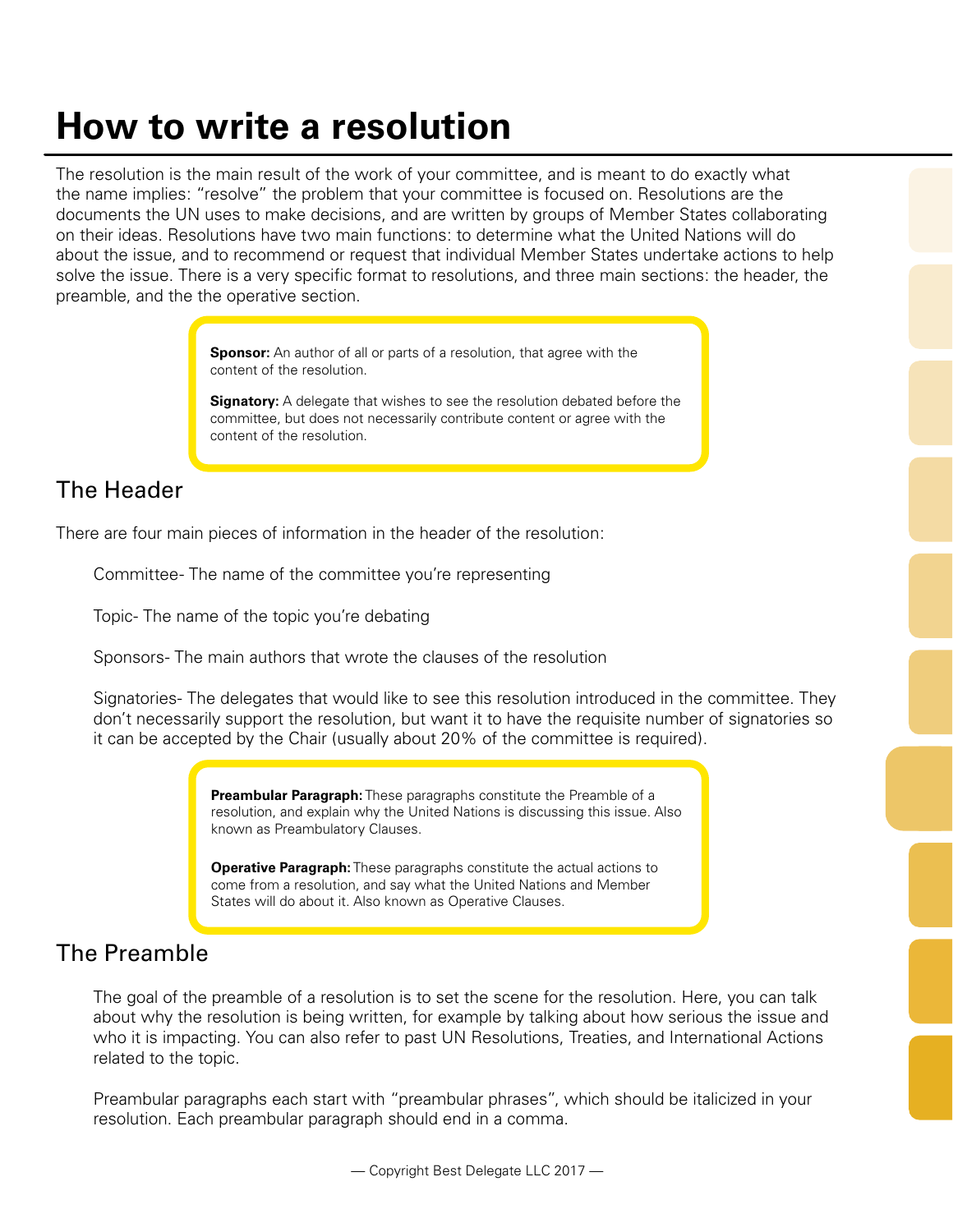# How to write a resolution

The resolution is the main result of the work of your committee, and is meant to do exactly what the name implies: "resolve" the problem that your committee is focused on. Resolutions are the documents the UN uses to make decisions, and are written by groups of Member States collaborating on their ideas. Resolutions have two main functions: to determine what the United Nations will do about the issue, and to recommend or request that individual Member States undertake actions to help solve the issue. There is a very specific format to resolutions, and three main sections: the header, the preamble, and the the operative section.

> **Sponsor:** An author of all or parts of a resolution, that agree with the content of the resolution.
>
> **Signatory:** A delegate that wishes to see the resolution debated before the committee, but does not necessarily contribute content or agree with the content of the resolution.

## The Header

There are four main pieces of information in the header of the resolution:

Committee- The name of the committee you're representing

Topic- The name of the topic you're debating

Sponsors- The main authors that wrote the clauses of the resolution

Signatories- The delegates that would like to see this resolution introduced in the committee. They don't necessarily support the resolution, but want it to have the requisite number of signatories so it can be accepted by the Chair (usually about 20% of the committee is required).

> **Preambular Paragraph:** These paragraphs constitute the Preamble of a resolution, and explain why the United Nations is discussing this issue. Also known as Preambulatory Clauses.
>
> **Operative Paragraph:** These paragraphs constitute the actual actions to come from a resolution, and say what the United Nations and Member States will do about it. Also known as Operative Clauses.

## The Preamble

The goal of the preamble of a resolution is to set the scene for the resolution. Here, you can talk about why the resolution is being written, for example by talking about how serious the issue and who it is impacting. You can also refer to past UN Resolutions, Treaties, and International Actions related to the topic.

Preambular paragraphs each start with "preambular phrases", which should be italicized in your resolution. Each preambular paragraph should end in a comma.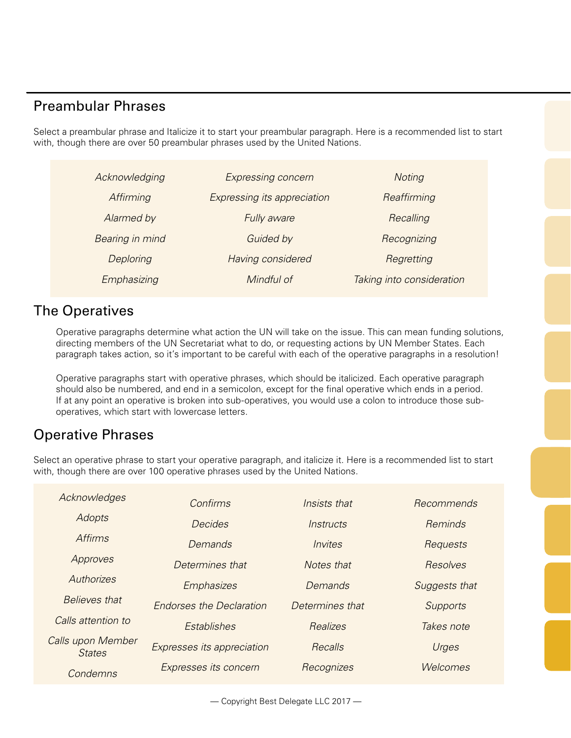## Preambular Phrases

Select a preambular phrase and Italicize it to start your preambular paragraph. Here is a recommended list to start with, though there are over 50 preambular phrases used by the United Nations.

| | | |
|---|---|---|
| *Acknowledging* | *Expressing concern* | *Noting* |
| *Affirming* | *Expressing its appreciation* | *Reaffirming* |
| *Alarmed by* | *Fully aware* | *Recalling* |
| *Bearing in mind* | *Guided by* | *Recognizing* |
| *Deploring* | *Having considered* | *Regretting* |
| *Emphasizing* | *Mindful of* | *Taking into consideration* |

## The Operatives

Operative paragraphs determine what action the UN will take on the issue. This can mean funding solutions, directing members of the UN Secretariat what to do, or requesting actions by UN Member States. Each paragraph takes action, so it's important to be careful with each of the operative paragraphs in a resolution!

Operative paragraphs start with operative phrases, which should be italicized. Each operative paragraph should also be numbered, and end in a semicolon, except for the final operative which ends in a period. If at any point an operative is broken into sub-operatives, you would use a colon to introduce those sub-operatives, which start with lowercase letters.

## Operative Phrases

Select an operative phrase to start your operative paragraph, and italicize it. Here is a recommended list to start with, though there are over 100 operative phrases used by the United Nations.

| | | | |
|---|---|---|---|
| *Acknowledges* | *Confirms* | *Insists that* | *Recommends* |
| *Adopts* | *Decides* | *Instructs* | *Reminds* |
| *Affirms* | *Demands* | *Invites* | *Requests* |
| *Approves* | *Determines that* | *Notes that* | *Resolves* |
| *Authorizes* | *Emphasizes* | *Demands* | *Suggests that* |
| *Believes that* | *Endorses the Declaration* | *Determines that* | *Supports* |
| *Calls attention to* | *Establishes* | *Realizes* | *Takes note* |
| *Calls upon Member States* | *Expresses its appreciation* | *Recalls* | *Urges* |
| *Condemns* | *Expresses its concern* | *Recognizes* | *Welcomes* |

— Copyright Best Delegate LLC 2017 —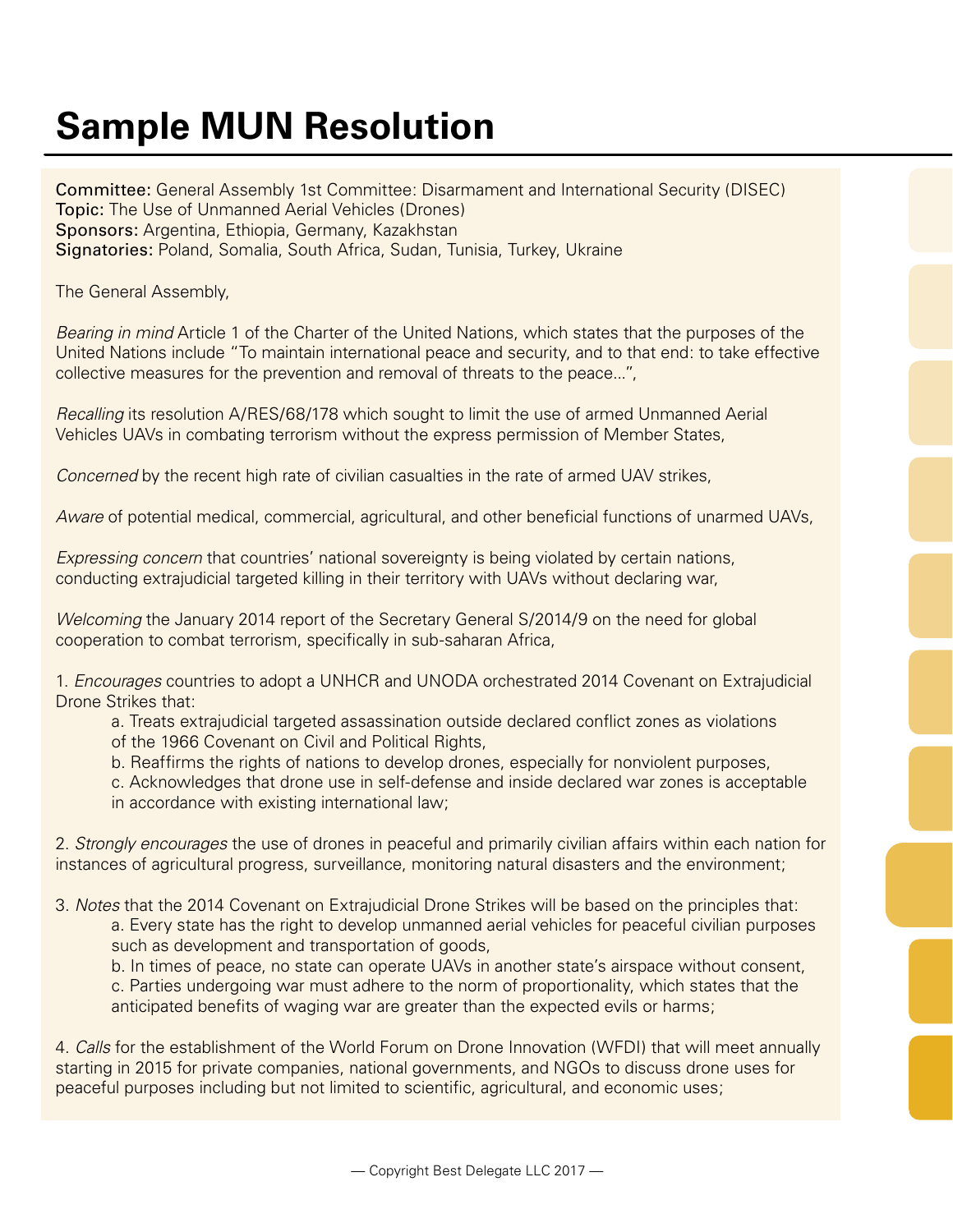# Sample MUN Resolution

**Committee:** General Assembly 1st Committee: Disarmament and International Security (DISEC)
**Topic:** The Use of Unmanned Aerial Vehicles (Drones)
**Sponsors:** Argentina, Ethiopia, Germany, Kazakhstan
**Signatories:** Poland, Somalia, South Africa, Sudan, Tunisia, Turkey, Ukraine

The General Assembly,

*Bearing in mind* Article 1 of the Charter of the United Nations, which states that the purposes of the United Nations include "To maintain international peace and security, and to that end: to take effective collective measures for the prevention and removal of threats to the peace...",

*Recalling* its resolution A/RES/68/178 which sought to limit the use of armed Unmanned Aerial Vehicles UAVs in combating terrorism without the express permission of Member States,

*Concerned* by the recent high rate of civilian casualties in the rate of armed UAV strikes,

*Aware* of potential medical, commercial, agricultural, and other beneficial functions of unarmed UAVs,

*Expressing concern* that countries' national sovereignty is being violated by certain nations, conducting extrajudicial targeted killing in their territory with UAVs without declaring war,

*Welcoming* the January 2014 report of the Secretary General S/2014/9 on the need for global cooperation to combat terrorism, specifically in sub-saharan Africa,

1. *Encourages* countries to adopt a UNHCR and UNODA orchestrated 2014 Covenant on Extrajudicial Drone Strikes that:
    a. Treats extrajudicial targeted assassination outside declared conflict zones as violations of the 1966 Covenant on Civil and Political Rights,
    b. Reaffirms the rights of nations to develop drones, especially for nonviolent purposes,
    c. Acknowledges that drone use in self-defense and inside declared war zones is acceptable in accordance with existing international law;

2. *Strongly encourages* the use of drones in peaceful and primarily civilian affairs within each nation for instances of agricultural progress, surveillance, monitoring natural disasters and the environment;

3. *Notes* that the 2014 Covenant on Extrajudicial Drone Strikes will be based on the principles that:
    a. Every state has the right to develop unmanned aerial vehicles for peaceful civilian purposes such as development and transportation of goods,
    b. In times of peace, no state can operate UAVs in another state's airspace without consent,
    c. Parties undergoing war must adhere to the norm of proportionality, which states that the anticipated benefits of waging war are greater than the expected evils or harms;

4. *Calls* for the establishment of the World Forum on Drone Innovation (WFDI) that will meet annually starting in 2015 for private companies, national governments, and NGOs to discuss drone uses for peaceful purposes including but not limited to scientific, agricultural, and economic uses;

— Copyright Best Delegate LLC 2017 —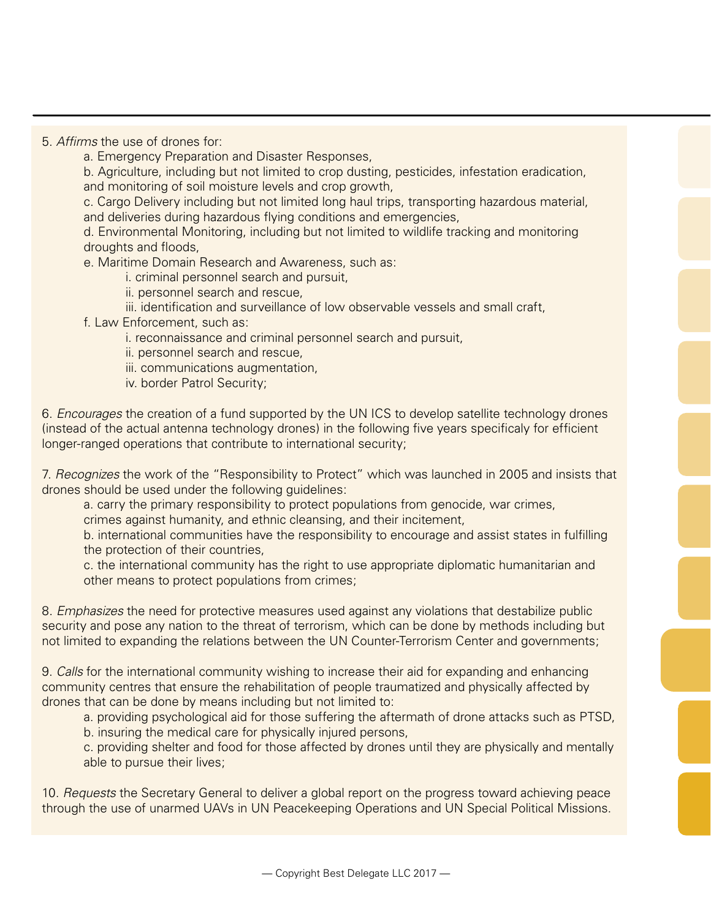5. *Affirms* the use of drones for:

   a. Emergency Preparation and Disaster Responses,

   b. Agriculture, including but not limited to crop dusting, pesticides, infestation eradication, and monitoring of soil moisture levels and crop growth,

   c. Cargo Delivery including but not limited long haul trips, transporting hazardous material, and deliveries during hazardous flying conditions and emergencies,

   d. Environmental Monitoring, including but not limited to wildlife tracking and monitoring droughts and floods,

   e. Maritime Domain Research and Awareness, such as:

      i. criminal personnel search and pursuit,

      ii. personnel search and rescue,

      iii. identification and surveillance of low observable vessels and small craft,

   f. Law Enforcement, such as:

      i. reconnaissance and criminal personnel search and pursuit,

      ii. personnel search and rescue,

      iii. communications augmentation,

      iv. border Patrol Security;

6. *Encourages* the creation of a fund supported by the UN ICS to develop satellite technology drones (instead of the actual antenna technology drones) in the following five years specificaly for efficient longer-ranged operations that contribute to international security;

7. *Recognizes* the work of the "Responsibility to Protect" which was launched in 2005 and insists that drones should be used under the following guidelines:

   a. carry the primary responsibility to protect populations from genocide, war crimes, crimes against humanity, and ethnic cleansing, and their incitement,

   b. international communities have the responsibility to encourage and assist states in fulfilling the protection of their countries,

   c. the international community has the right to use appropriate diplomatic humanitarian and other means to protect populations from crimes;

8. *Emphasizes* the need for protective measures used against any violations that destabilize public security and pose any nation to the threat of terrorism, which can be done by methods including but not limited to expanding the relations between the UN Counter-Terrorism Center and governments;

9. *Calls* for the international community wishing to increase their aid for expanding and enhancing community centres that ensure the rehabilitation of people traumatized and physically affected by drones that can be done by means including but not limited to:

   a. providing psychological aid for those suffering the aftermath of drone attacks such as PTSD,

   b. insuring the medical care for physically injured persons,

   c. providing shelter and food for those affected by drones until they are physically and mentally able to pursue their lives;

10. *Requests* the Secretary General to deliver a global report on the progress toward achieving peace through the use of unarmed UAVs in UN Peacekeeping Operations and UN Special Political Missions.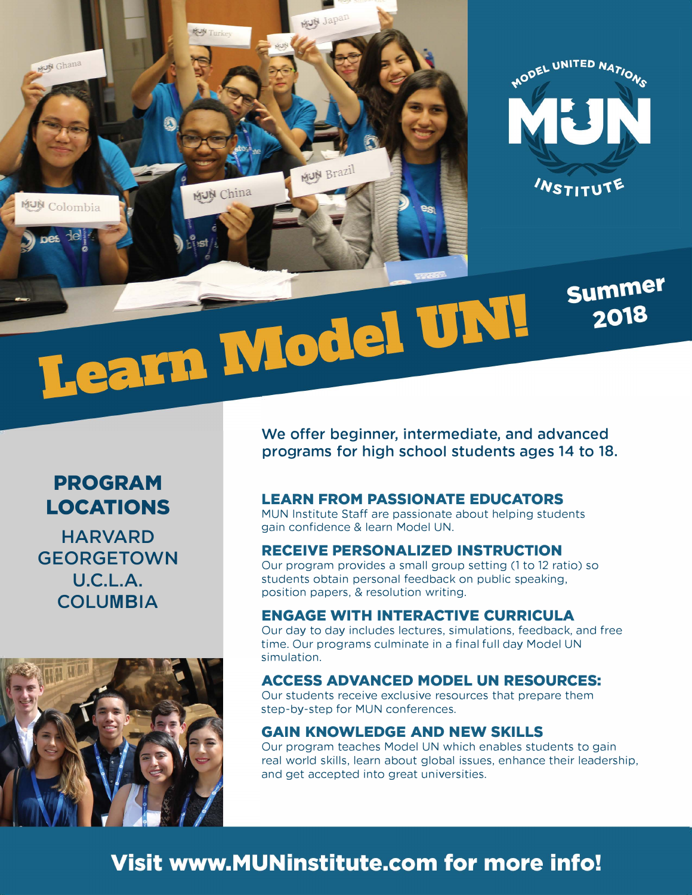# Learn Model UN!

**Summer 2018**

MODEL UNITED NATIONS
MUN
INSTITUTE

## PROGRAM LOCATIONS

HARVARD
GEORGETOWN
U.C.L.A.
COLUMBIA

We offer beginner, intermediate, and advanced programs for high school students ages 14 to 18.

### LEARN FROM PASSIONATE EDUCATORS

MUN Institute Staff are passionate about helping students gain confidence & learn Model UN.

### RECEIVE PERSONALIZED INSTRUCTION

Our program provides a small group setting (1 to 12 ratio) so students obtain personal feedback on public speaking, position papers, & resolution writing.

### ENGAGE WITH INTERACTIVE CURRICULA

Our day to day includes lectures, simulations, feedback, and free time. Our programs culminate in a final full day Model UN simulation.

### ACCESS ADVANCED MODEL UN RESOURCES:

Our students receive exclusive resources that prepare them step-by-step for MUN conferences.

### GAIN KNOWLEDGE AND NEW SKILLS

Our program teaches Model UN which enables students to gain real world skills, learn about global issues, enhance their leadership, and get accepted into great universities.

**Visit www.MUNinstitute.com for more info!**